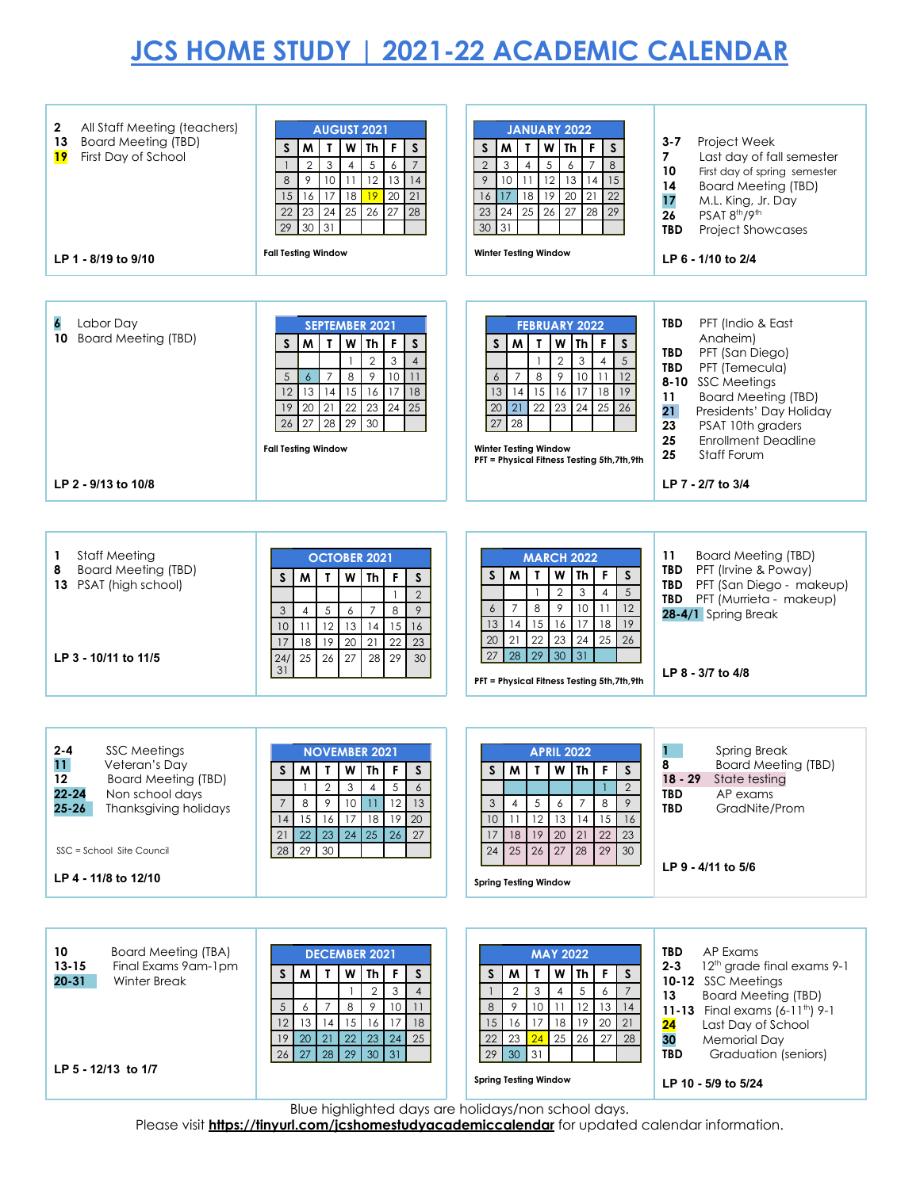# JCS HOME STUDY | 2021-22 ACADEMIC CALENDAR

**2** All Staff Meeting (teachers)
**13** Board Meeting (TBD)
**19** First Day of School

**LP 1 - 8/19 to 9/10**

**AUGUST 2021**

| S | M | T | W | Th | F | S |
|---|---|---|---|---|---|---|
| 1 | 2 | 3 | 4 | 5 | 6 | 7 |
| 8 | 9 | 10 | 11 | 12 | 13 | 14 |
| 15 | 16 | 17 | 18 | 19 | 20 | 21 |
| 22 | 23 | 24 | 25 | 26 | 27 | 28 |
| 29 | 30 | 31 | | | | |

**Fall Testing Window**

**JANUARY 2022**

| S | M | T | W | Th | F | S |
|---|---|---|---|---|---|---|
| 2 | 3 | 4 | 5 | 6 | 7 | 8 |
| 9 | 10 | 11 | 12 | 13 | 14 | 15 |
| 16 | 17 | 18 | 19 | 20 | 21 | 22 |
| 23 | 24 | 25 | 26 | 27 | 28 | 29 |
| 30 | 31 | | | | | |

**Winter Testing Window**

**3-7** Project Week
**7** Last day of fall semester
**10** First day of spring semester
**14** Board Meeting (TBD)
**17** M.L. King, Jr. Day
**26** PSAT 8th/9th
**TBD** Project Showcases

**LP 6 - 1/10 to 2/4**

**6** Labor Day
**10** Board Meeting (TBD)

**LP 2 - 9/13 to 10/8**

**SEPTEMBER 2021**

| S | M | T | W | Th | F | S |
|---|---|---|---|---|---|---|
| | | | 1 | 2 | 3 | 4 |
| 5 | 6 | 7 | 8 | 9 | 10 | 11 |
| 12 | 13 | 14 | 15 | 16 | 17 | 18 |
| 19 | 20 | 21 | 22 | 23 | 24 | 25 |
| 26 | 27 | 28 | 29 | 30 | | |

**Fall Testing Window**

**FEBRUARY 2022**

| S | M | T | W | Th | F | S |
|---|---|---|---|---|---|---|
| | | 1 | 2 | 3 | 4 | 5 |
| 6 | 7 | 8 | 9 | 10 | 11 | 12 |
| 13 | 14 | 15 | 16 | 17 | 18 | 19 |
| 20 | 21 | 22 | 23 | 24 | 25 | 26 |
| 27 | 28 | | | | | |

**Winter Testing Window**
**PFT = Physical Fitness Testing 5th,7th,9th**

**TBD** PFT (Indio & East Anaheim)
**TBD** PFT (San Diego)
**TBD** PFT (Temecula)
**8-10** SSC Meetings
**11** Board Meeting (TBD)
**21** Presidents' Day Holiday
**23** PSAT 10th graders
**25** Enrollment Deadline
**25** Staff Forum

**LP 7 - 2/7 to 3/4**

**1** Staff Meeting
**8** Board Meeting (TBD)
**13** PSAT (high school)

**LP 3 - 10/11 to 11/5**

**OCTOBER 2021**

| S | M | T | W | Th | F | S |
|---|---|---|---|---|---|---|
| | | | | | 1 | 2 |
| 3 | 4 | 5 | 6 | 7 | 8 | 9 |
| 10 | 11 | 12 | 13 | 14 | 15 | 16 |
| 17 | 18 | 19 | 20 | 21 | 22 | 23 |
| 24/31 | 25 | 26 | 27 | 28 | 29 | 30 |

**MARCH 2022**

| S | M | T | W | Th | F | S |
|---|---|---|---|---|---|---|
| | | 1 | 2 | 3 | 4 | 5 |
| 6 | 7 | 8 | 9 | 10 | 11 | 12 |
| 13 | 14 | 15 | 16 | 17 | 18 | 19 |
| 20 | 21 | 22 | 23 | 24 | 25 | 26 |
| 27 | 28 | 29 | 30 | 31 | | |

**PFT = Physical Fitness Testing 5th,7th,9th**

**11** Board Meeting (TBD)
**TBD** PFT (Irvine & Poway)
**TBD** PFT (San Diego - makeup)
**TBD** PFT (Murrieta - makeup)
**28-4/1** Spring Break

**LP 8 - 3/7 to 4/8**

**2-4** SSC Meetings
**11** Veteran's Day
**12** Board Meeting (TBD)
**22-24** Non school days
**25-26** Thanksgiving holidays

SSC = School Site Council

**LP 4 - 11/8 to 12/10**

**NOVEMBER 2021**

| S | M | T | W | Th | F | S |
|---|---|---|---|---|---|---|
| | 1 | 2 | 3 | 4 | 5 | 6 |
| 7 | 8 | 9 | 10 | 11 | 12 | 13 |
| 14 | 15 | 16 | 17 | 18 | 19 | 20 |
| 21 | 22 | 23 | 24 | 25 | 26 | 27 |
| 28 | 29 | 30 | | | | |

**APRIL 2022**

| S | M | T | W | Th | F | S |
|---|---|---|---|---|---|---|
| | | | | | 1 | 2 |
| 3 | 4 | 5 | 6 | 7 | 8 | 9 |
| 10 | 11 | 12 | 13 | 14 | 15 | 16 |
| 17 | 18 | 19 | 20 | 21 | 22 | 23 |
| 24 | 25 | 26 | 27 | 28 | 29 | 30 |

**Spring Testing Window**

**1** Spring Break
**8** Board Meeting (TBD)
**18 - 29** State testing
**TBD** AP exams
**TBD** GradNite/Prom

**LP 9 - 4/11 to 5/6**

**10** Board Meeting (TBA)
**13-15** Final Exams 9am-1pm
**20-31** Winter Break

**LP 5 - 12/13 to 1/7**

**DECEMBER 2021**

| S | M | T | W | Th | F | S |
|---|---|---|---|---|---|---|
| | | | 1 | 2 | 3 | 4 |
| 5 | 6 | 7 | 8 | 9 | 10 | 11 |
| 12 | 13 | 14 | 15 | 16 | 17 | 18 |
| 19 | 20 | 21 | 22 | 23 | 24 | 25 |
| 26 | 27 | 28 | 29 | 30 | 31 | |

**MAY 2022**

| S | M | T | W | Th | F | S |
|---|---|---|---|---|---|---|
| 1 | 2 | 3 | 4 | 5 | 6 | 7 |
| 8 | 9 | 10 | 11 | 12 | 13 | 14 |
| 15 | 16 | 17 | 18 | 19 | 20 | 21 |
| 22 | 23 | 24 | 25 | 26 | 27 | 28 |
| 29 | 30 | 31 | | | | |

**Spring Testing Window**

**TBD** AP Exams
**2-3** 12th grade final exams 9-1
**10-12** SSC Meetings
**13** Board Meeting (TBD)
**11-13** Final exams (6-11th) 9-1
**24** Last Day of School
**30** Memorial Day
**TBD** Graduation (seniors)

**LP 10 - 5/9 to 5/24**

Blue highlighted days are holidays/non school days.
Please visit **https://tinyurl.com/jcshomestudyacademiccalendar** for updated calendar information.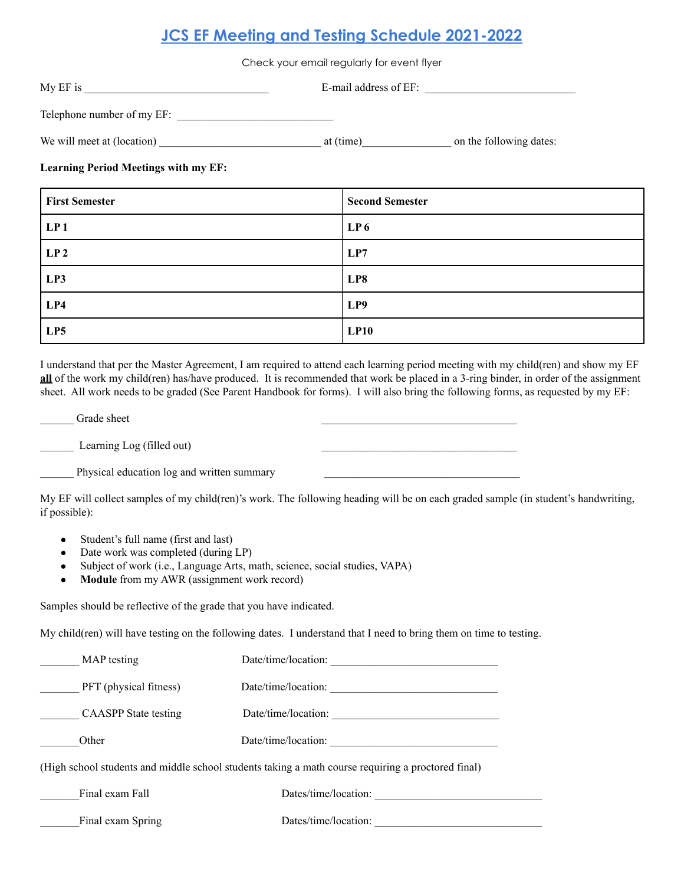# JCS EF Meeting and Testing Schedule 2021-2022

Check your email regularly for event flyer

My EF is ________________________________ E-mail address of EF: __________________________

Telephone number of my EF: ___________________________

We will meet at (location) ____________________________ at (time)_______________ on the following dates:

**Learning Period Meetings with my EF:**

| **First Semester** | **Second Semester** |
|---|---|
| **LP 1** | **LP 6** |
| **LP 2** | **LP7** |
| **LP3** | **LP8** |
| **LP4** | **LP9** |
| **LP5** | **LP10** |

I understand that per the Master Agreement, I am required to attend each learning period meeting with my child(ren) and show my EF **all** of the work my child(ren) has/have produced. It is recommended that work be placed in a 3-ring binder, in order of the assignment sheet. All work needs to be graded (See Parent Handbook for forms). I will also bring the following forms, as requested by my EF:

______ Grade sheet ___________________________________

______ Learning Log (filled out) ___________________________________

______ Physical education log and written summary ___________________________________

My EF will collect samples of my child(ren)'s work. The following heading will be on each graded sample (in student's handwriting, if possible):

- Student's full name (first and last)
- Date work was completed (during LP)
- Subject of work (i.e., Language Arts, math, science, social studies, VAPA)
- **Module** from my AWR (assignment work record)

Samples should be reflective of the grade that you have indicated.

My child(ren) will have testing on the following dates. I understand that I need to bring them on time to testing.

_______ MAP testing Date/time/location: ______________________________

_______ PFT (physical fitness) Date/time/location: ______________________________

_______ CAASPP State testing Date/time/location: ______________________________

_______Other Date/time/location: ______________________________

(High school students and middle school students taking a math course requiring a proctored final)

_______Final exam Fall Dates/time/location: ______________________________

_______Final exam Spring Dates/time/location: ______________________________